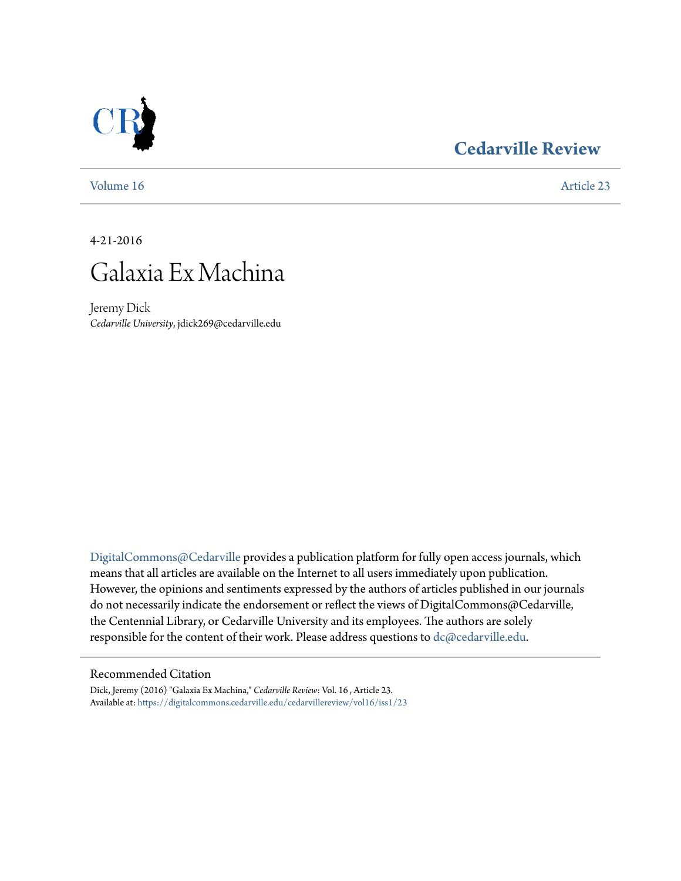# Cedarville Review

Volume 16 Article 23

4-21-2016

# Galaxia Ex Machina

Jeremy Dick
*Cedarville University*, jdick269@cedarville.edu

DigitalCommons@Cedarville provides a publication platform for fully open access journals, which means that all articles are available on the Internet to all users immediately upon publication. However, the opinions and sentiments expressed by the authors of articles published in our journals do not necessarily indicate the endorsement or reflect the views of DigitalCommons@Cedarville, the Centennial Library, or Cedarville University and its employees. The authors are solely responsible for the content of their work. Please address questions to dc@cedarville.edu.

## Recommended Citation

Dick, Jeremy (2016) "Galaxia Ex Machina," *Cedarville Review*: Vol. 16 , Article 23.
Available at: https://digitalcommons.cedarville.edu/cedarvillereview/vol16/iss1/23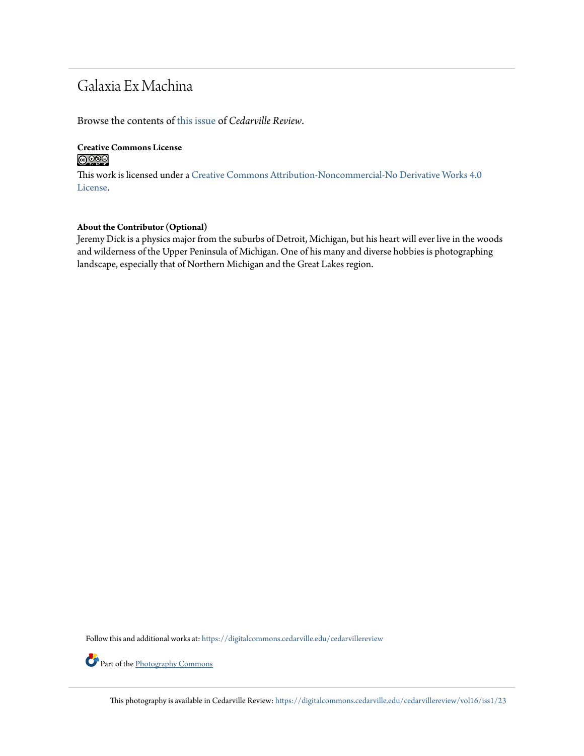# Galaxia Ex Machina

Browse the contents of this issue of *Cedarville Review*.

**Creative Commons License**

This work is licensed under a Creative Commons Attribution-Noncommercial-No Derivative Works 4.0 License.

**About the Contributor (Optional)**

Jeremy Dick is a physics major from the suburbs of Detroit, Michigan, but his heart will ever live in the woods and wilderness of the Upper Peninsula of Michigan. One of his many and diverse hobbies is photographing landscape, especially that of Northern Michigan and the Great Lakes region.

Follow this and additional works at: https://digitalcommons.cedarville.edu/cedarvillereview

Part of the Photography Commons

This photography is available in Cedarville Review: https://digitalcommons.cedarville.edu/cedarvillereview/vol16/iss1/23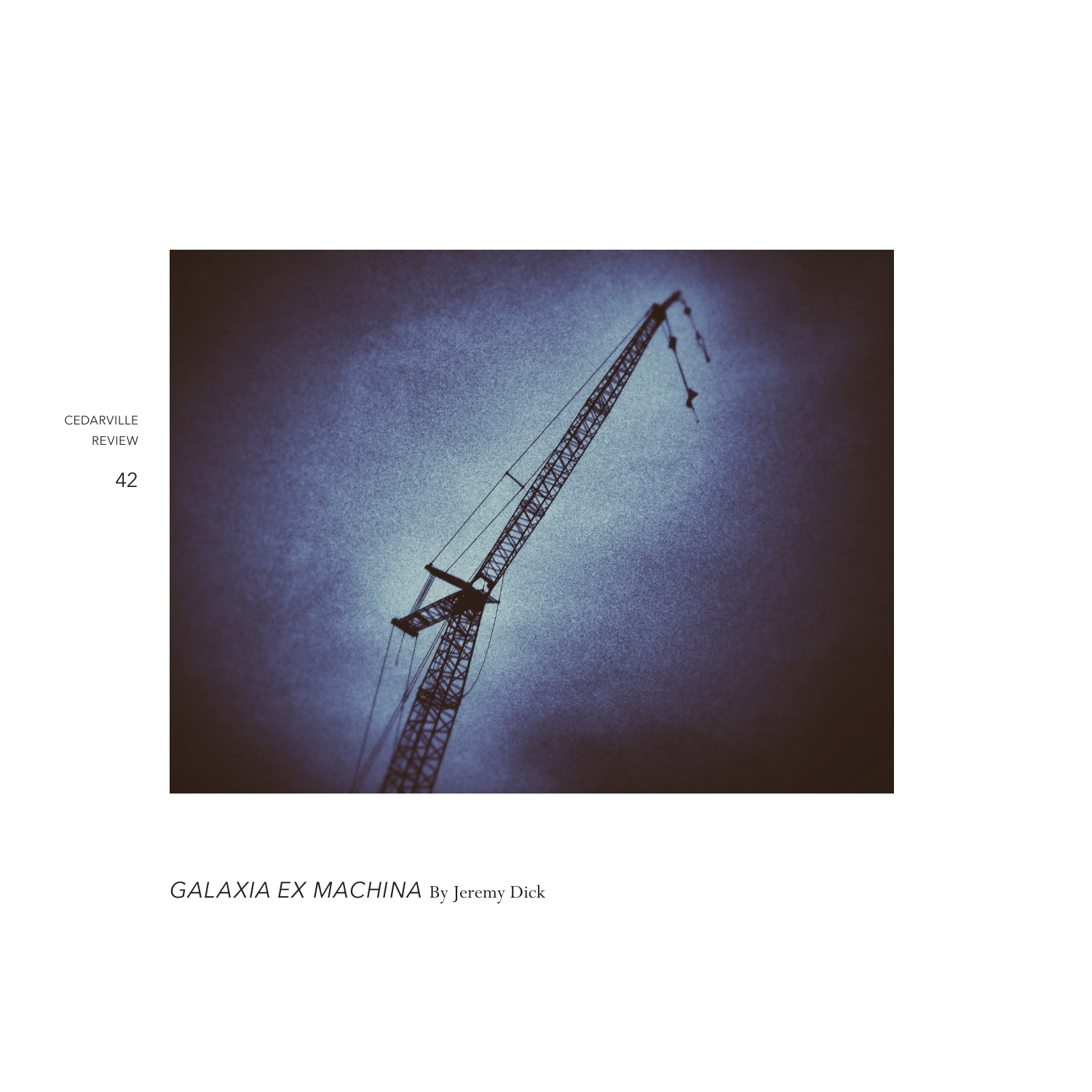*GALAXIA EX MACHINA* By Jeremy Dick